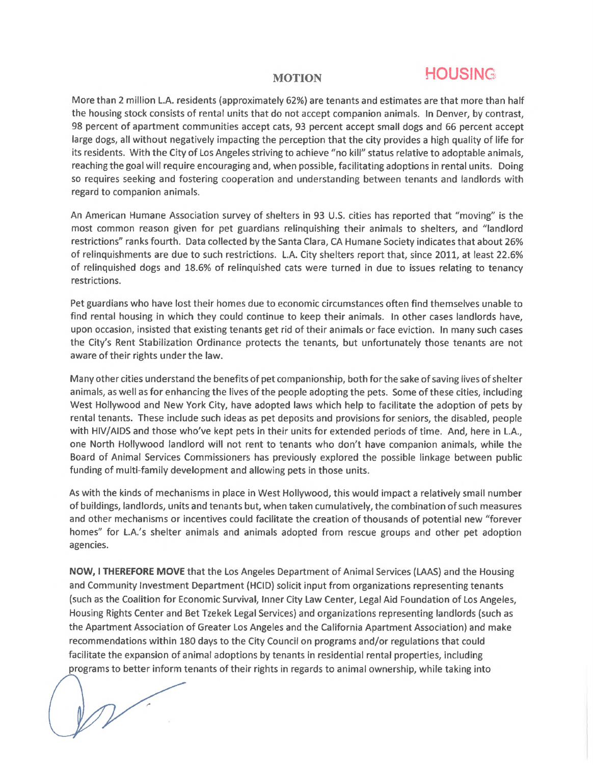# MOTION

HOUSING

More than 2 million L.A. residents (approximately 62%) are tenants and estimates are that more than half the housing stock consists of rental units that do not accept companion animals. In Denver, by contrast, 98 percent of apartment communities accept cats, 93 percent accept small dogs and 66 percent accept large dogs, all without negatively impacting the perception that the city provides a high quality of life for its residents. With the City of Los Angeles striving to achieve "no kill" status relative to adoptable animals, reaching the goal will require encouraging and, when possible, facilitating adoptions in rental units. Doing so requires seeking and fostering cooperation and understanding between tenants and landlords with regard to companion animals.

An American Humane Association survey of shelters in 93 U.S. cities has reported that "moving" is the most common reason given for pet guardians relinquishing their animals to shelters, and "landlord restrictions" ranks fourth. Data collected by the Santa Clara, CA Humane Society indicates that about 26% of relinquishments are due to such restrictions. L.A. City shelters report that, since 2011, at least 22.6% of relinquished dogs and 18.6% of relinquished cats were turned in due to issues relating to tenancy restrictions.

Pet guardians who have lost their homes due to economic circumstances often find themselves unable to find rental housing in which they could continue to keep their animals. In other cases landlords have, upon occasion, insisted that existing tenants get rid of their animals or face eviction. In many such cases the City's Rent Stabilization Ordinance protects the tenants, but unfortunately those tenants are not aware of their rights under the law.

Many other cities understand the benefits of pet companionship, both for the sake of saving lives of shelter animals, as well as for enhancing the lives of the people adopting the pets. Some of these cities, including West Hollywood and New York City, have adopted laws which help to facilitate the adoption of pets by rental tenants. These include such ideas as pet deposits and provisions for seniors, the disabled, people with HIV/AIDS and those who've kept pets in their units for extended periods of time. And, here in L.A., one North Hollywood landlord will not rent to tenants who don't have companion animals, while the Board of Animal Services Commissioners has previously explored the possible linkage between public funding of multi-family development and allowing pets in those units.

As with the kinds of mechanisms in place in West Hollywood, this would impact a relatively small number of buildings, landlords, units and tenants but, when taken cumulatively, the combination of such measures and other mechanisms or incentives could facilitate the creation of thousands of potential new "forever homes" for L.A.'s shelter animals and animals adopted from rescue groups and other pet adoption agencies.

**NOW, I THEREFORE MOVE** that the Los Angeles Department of Animal Services (LAAS) and the Housing and Community Investment Department (HCID) solicit input from organizations representing tenants (such as the Coalition for Economic Survival, Inner City Law Center, Legal Aid Foundation of Los Angeles, Housing Rights Center and Bet Tzekek Legal Services) and organizations representing landlords (such as the Apartment Association of Greater Los Angeles and the California Apartment Association) and make recommendations within 180 days to the City Council on programs and/or regulations that could facilitate the expansion of animal adoptions by tenants in residential rental properties, including programs to better inform tenants of their rights in regards to animal ownership, while taking into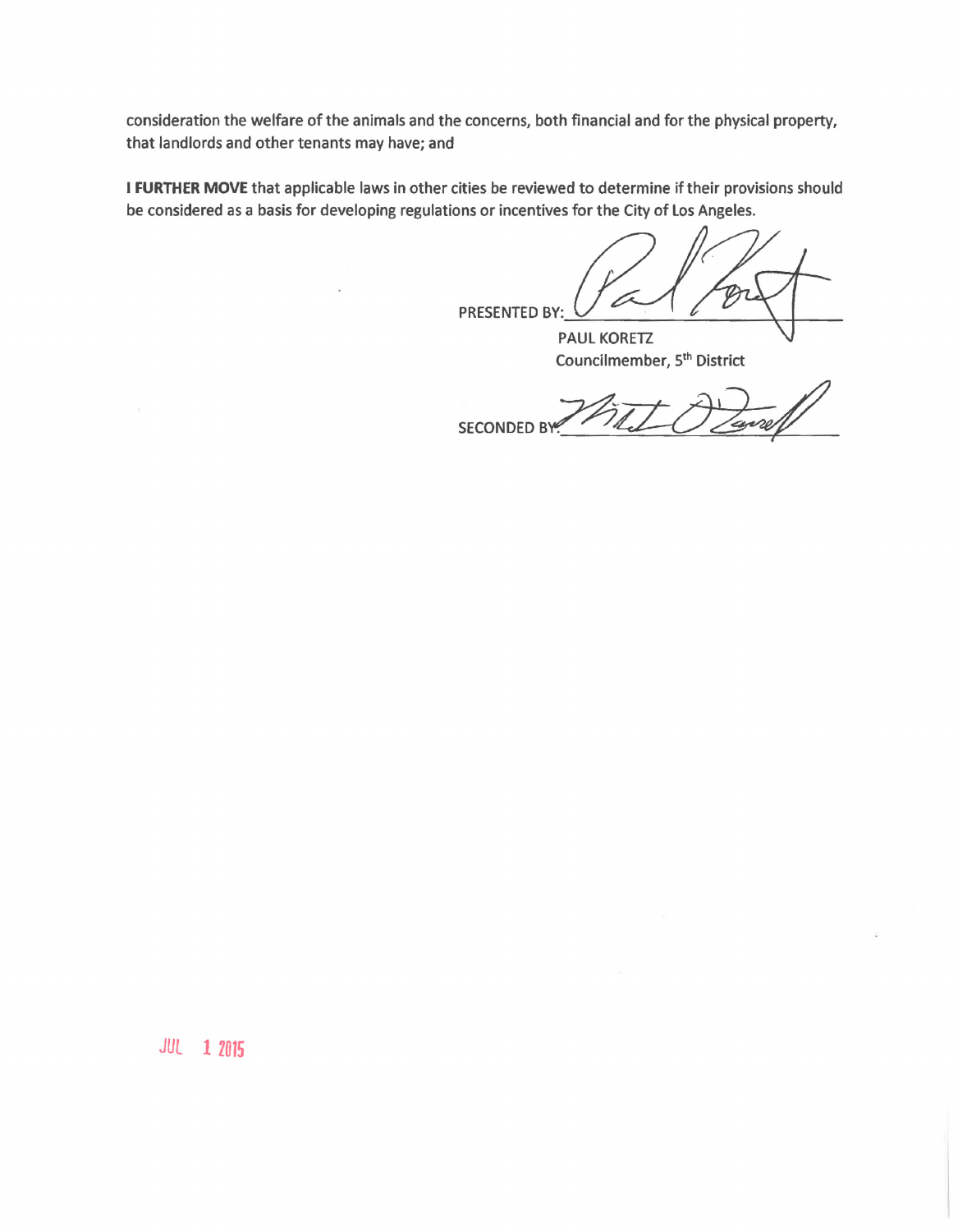consideration the welfare of the animals and the concerns, both financial and for the physical property, that landlords and other tenants may have; and

**I FURTHER MOVE** that applicable laws in other cities be reviewed to determine if their provisions should be considered as a basis for developing regulations or incentives for the City of Los Angeles.

PRESENTED BY: ______________________

PAUL KORETZ
Councilmember, 5th District

SECONDED BY: ______________________

JUL 1 2015